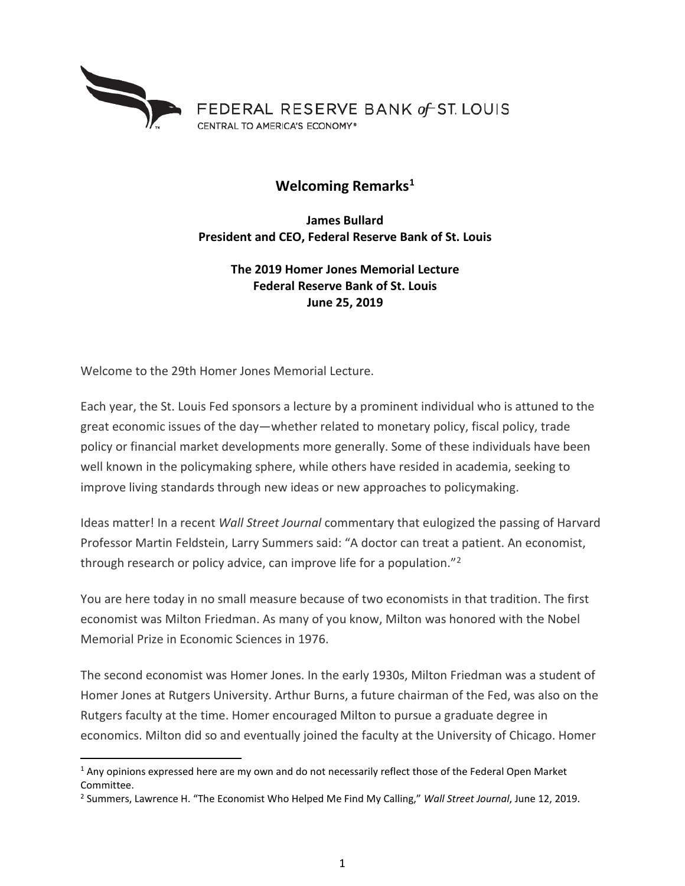FEDERAL RESERVE BANK of ST. LOUIS
CENTRAL TO AMERICA'S ECONOMY®

# Welcoming Remarks[1]

**James Bullard**
**President and CEO, Federal Reserve Bank of St. Louis**

**The 2019 Homer Jones Memorial Lecture**
**Federal Reserve Bank of St. Louis**
**June 25, 2019**

Welcome to the 29th Homer Jones Memorial Lecture.

Each year, the St. Louis Fed sponsors a lecture by a prominent individual who is attuned to the great economic issues of the day—whether related to monetary policy, fiscal policy, trade policy or financial market developments more generally. Some of these individuals have been well known in the policymaking sphere, while others have resided in academia, seeking to improve living standards through new ideas or new approaches to policymaking.

Ideas matter! In a recent *Wall Street Journal* commentary that eulogized the passing of Harvard Professor Martin Feldstein, Larry Summers said: "A doctor can treat a patient. An economist, through research or policy advice, can improve life for a population."[2]

You are here today in no small measure because of two economists in that tradition. The first economist was Milton Friedman. As many of you know, Milton was honored with the Nobel Memorial Prize in Economic Sciences in 1976.

The second economist was Homer Jones. In the early 1930s, Milton Friedman was a student of Homer Jones at Rutgers University. Arthur Burns, a future chairman of the Fed, was also on the Rutgers faculty at the time. Homer encouraged Milton to pursue a graduate degree in economics. Milton did so and eventually joined the faculty at the University of Chicago. Homer

---

[1] Any opinions expressed here are my own and do not necessarily reflect those of the Federal Open Market Committee.

[2] Summers, Lawrence H. "The Economist Who Helped Me Find My Calling," *Wall Street Journal*, June 12, 2019.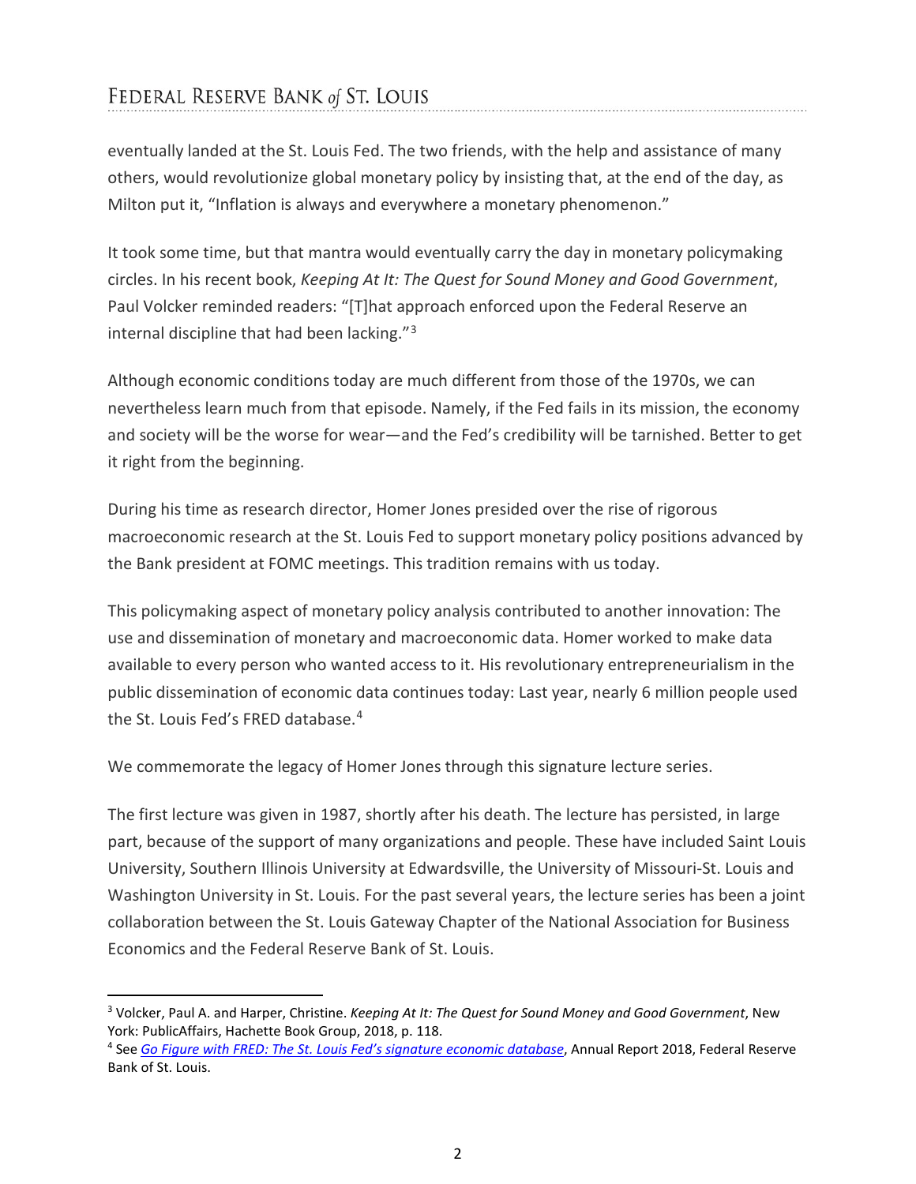eventually landed at the St. Louis Fed. The two friends, with the help and assistance of many others, would revolutionize global monetary policy by insisting that, at the end of the day, as Milton put it, "Inflation is always and everywhere a monetary phenomenon."

It took some time, but that mantra would eventually carry the day in monetary policymaking circles. In his recent book, *Keeping At It: The Quest for Sound Money and Good Government*, Paul Volcker reminded readers: "[T]hat approach enforced upon the Federal Reserve an internal discipline that had been lacking."[3]

Although economic conditions today are much different from those of the 1970s, we can nevertheless learn much from that episode. Namely, if the Fed fails in its mission, the economy and society will be the worse for wear—and the Fed's credibility will be tarnished. Better to get it right from the beginning.

During his time as research director, Homer Jones presided over the rise of rigorous macroeconomic research at the St. Louis Fed to support monetary policy positions advanced by the Bank president at FOMC meetings. This tradition remains with us today.

This policymaking aspect of monetary policy analysis contributed to another innovation: The use and dissemination of monetary and macroeconomic data. Homer worked to make data available to every person who wanted access to it. His revolutionary entrepreneurialism in the public dissemination of economic data continues today: Last year, nearly 6 million people used the St. Louis Fed's FRED database.[4]

We commemorate the legacy of Homer Jones through this signature lecture series.

The first lecture was given in 1987, shortly after his death. The lecture has persisted, in large part, because of the support of many organizations and people. These have included Saint Louis University, Southern Illinois University at Edwardsville, the University of Missouri-St. Louis and Washington University in St. Louis. For the past several years, the lecture series has been a joint collaboration between the St. Louis Gateway Chapter of the National Association for Business Economics and the Federal Reserve Bank of St. Louis.

---

[3] Volcker, Paul A. and Harper, Christine. *Keeping At It: The Quest for Sound Money and Good Government*, New York: PublicAffairs, Hachette Book Group, 2018, p. 118.

[4] See *Go Figure with FRED: The St. Louis Fed's signature economic database*, Annual Report 2018, Federal Reserve Bank of St. Louis.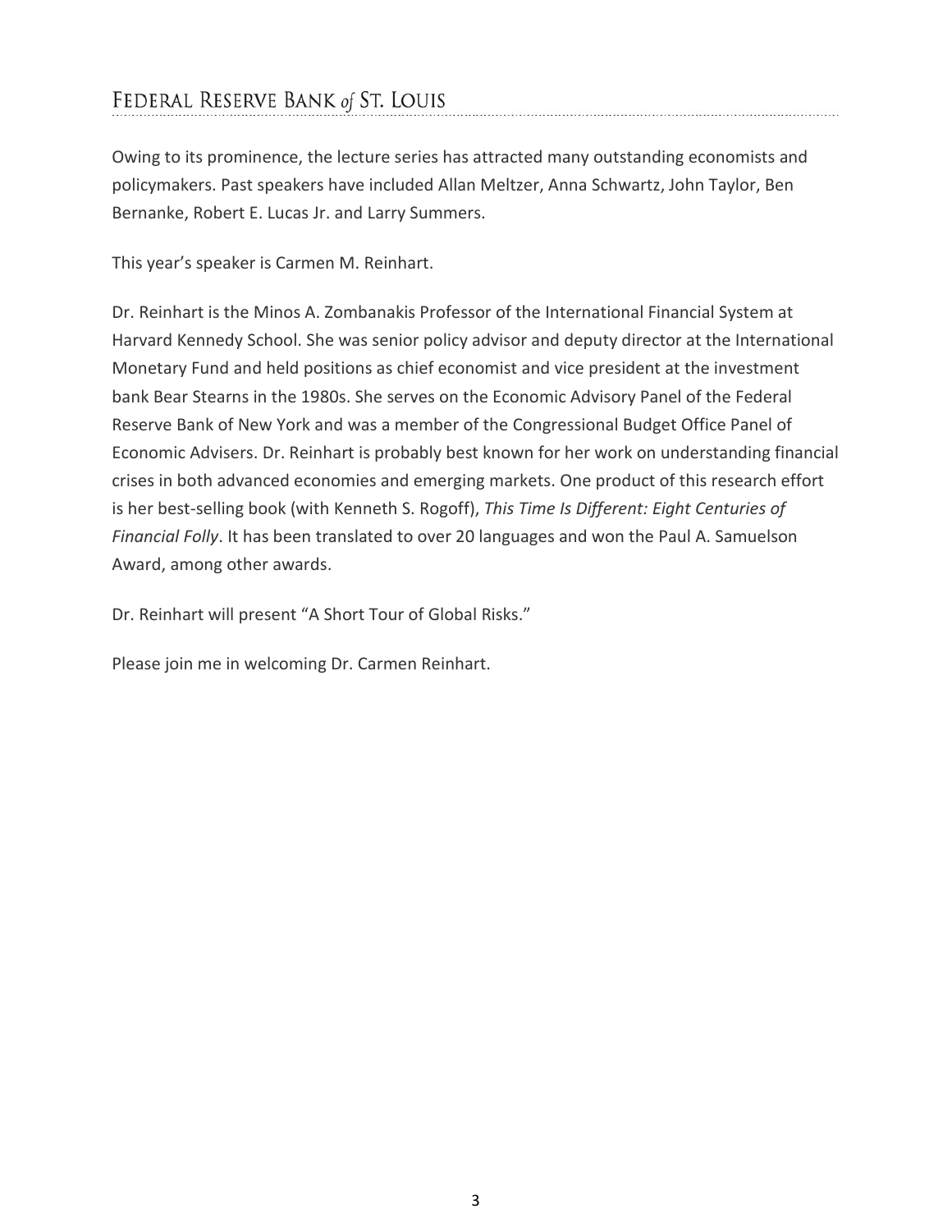Owing to its prominence, the lecture series has attracted many outstanding economists and policymakers. Past speakers have included Allan Meltzer, Anna Schwartz, John Taylor, Ben Bernanke, Robert E. Lucas Jr. and Larry Summers.

This year's speaker is Carmen M. Reinhart.

Dr. Reinhart is the Minos A. Zombanakis Professor of the International Financial System at Harvard Kennedy School. She was senior policy advisor and deputy director at the International Monetary Fund and held positions as chief economist and vice president at the investment bank Bear Stearns in the 1980s. She serves on the Economic Advisory Panel of the Federal Reserve Bank of New York and was a member of the Congressional Budget Office Panel of Economic Advisers. Dr. Reinhart is probably best known for her work on understanding financial crises in both advanced economies and emerging markets. One product of this research effort is her best-selling book (with Kenneth S. Rogoff), *This Time Is Different: Eight Centuries of Financial Folly*. It has been translated to over 20 languages and won the Paul A. Samuelson Award, among other awards.

Dr. Reinhart will present "A Short Tour of Global Risks."

Please join me in welcoming Dr. Carmen Reinhart.